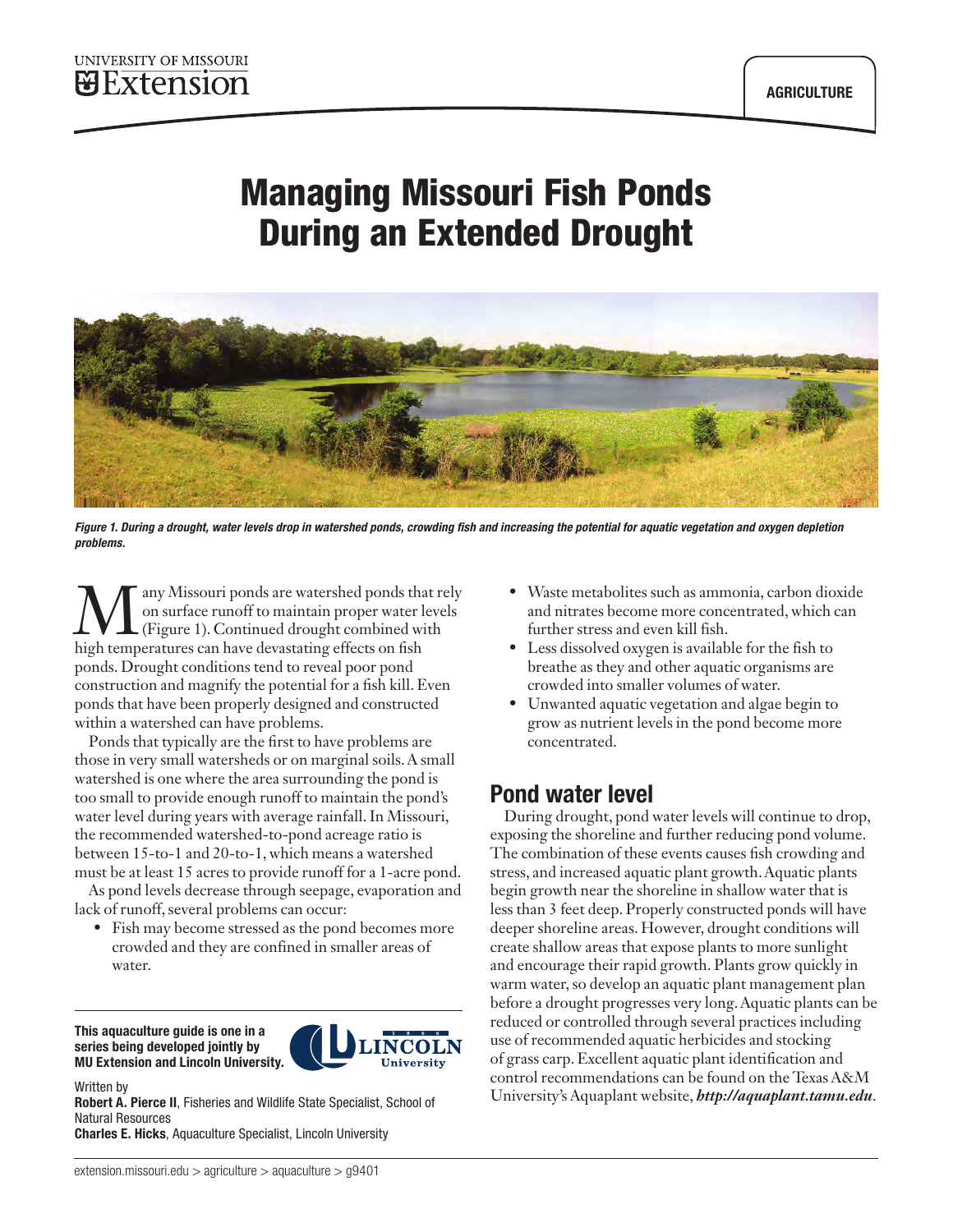UNIVERSITY OF MISSOURI
Extension

AGRICULTURE

# Managing Missouri Fish Ponds During an Extended Drought

*Figure 1. During a drought, water levels drop in watershed ponds, crowding fish and increasing the potential for aquatic vegetation and oxygen depletion problems.*

Many Missouri ponds are watershed ponds that rely on surface runoff to maintain proper water levels (Figure 1). Continued drought combined with high temperatures can have devastating effects on fish ponds. Drought conditions tend to reveal poor pond construction and magnify the potential for a fish kill. Even ponds that have been properly designed and constructed within a watershed can have problems.

Ponds that typically are the first to have problems are those in very small watersheds or on marginal soils. A small watershed is one where the area surrounding the pond is too small to provide enough runoff to maintain the pond's water level during years with average rainfall. In Missouri, the recommended watershed-to-pond acreage ratio is between 15-to-1 and 20-to-1, which means a watershed must be at least 15 acres to provide runoff for a 1-acre pond.

As pond levels decrease through seepage, evaporation and lack of runoff, several problems can occur:

- Fish may become stressed as the pond becomes more crowded and they are confined in smaller areas of water.
- Waste metabolites such as ammonia, carbon dioxide and nitrates become more concentrated, which can further stress and even kill fish.
- Less dissolved oxygen is available for the fish to breathe as they and other aquatic organisms are crowded into smaller volumes of water.
- Unwanted aquatic vegetation and algae begin to grow as nutrient levels in the pond become more concentrated.

## Pond water level

During drought, pond water levels will continue to drop, exposing the shoreline and further reducing pond volume. The combination of these events causes fish crowding and stress, and increased aquatic plant growth. Aquatic plants begin growth near the shoreline in shallow water that is less than 3 feet deep. Properly constructed ponds will have deeper shoreline areas. However, drought conditions will create shallow areas that expose plants to more sunlight and encourage their rapid growth. Plants grow quickly in warm water, so develop an aquatic plant management plan before a drought progresses very long. Aquatic plants can be reduced or controlled through several practices including use of recommended aquatic herbicides and stocking of grass carp. Excellent aquatic plant identification and control recommendations can be found on the Texas A&M University's Aquaplant website, ***http://aquaplant.tamu.edu***.

**This aquaculture guide is one in a series being developed jointly by MU Extension and Lincoln University.**

Written by
**Robert A. Pierce II**, Fisheries and Wildlife State Specialist, School of Natural Resources
**Charles E. Hicks**, Aquaculture Specialist, Lincoln University

extension.missouri.edu > agriculture > aquaculture > g9401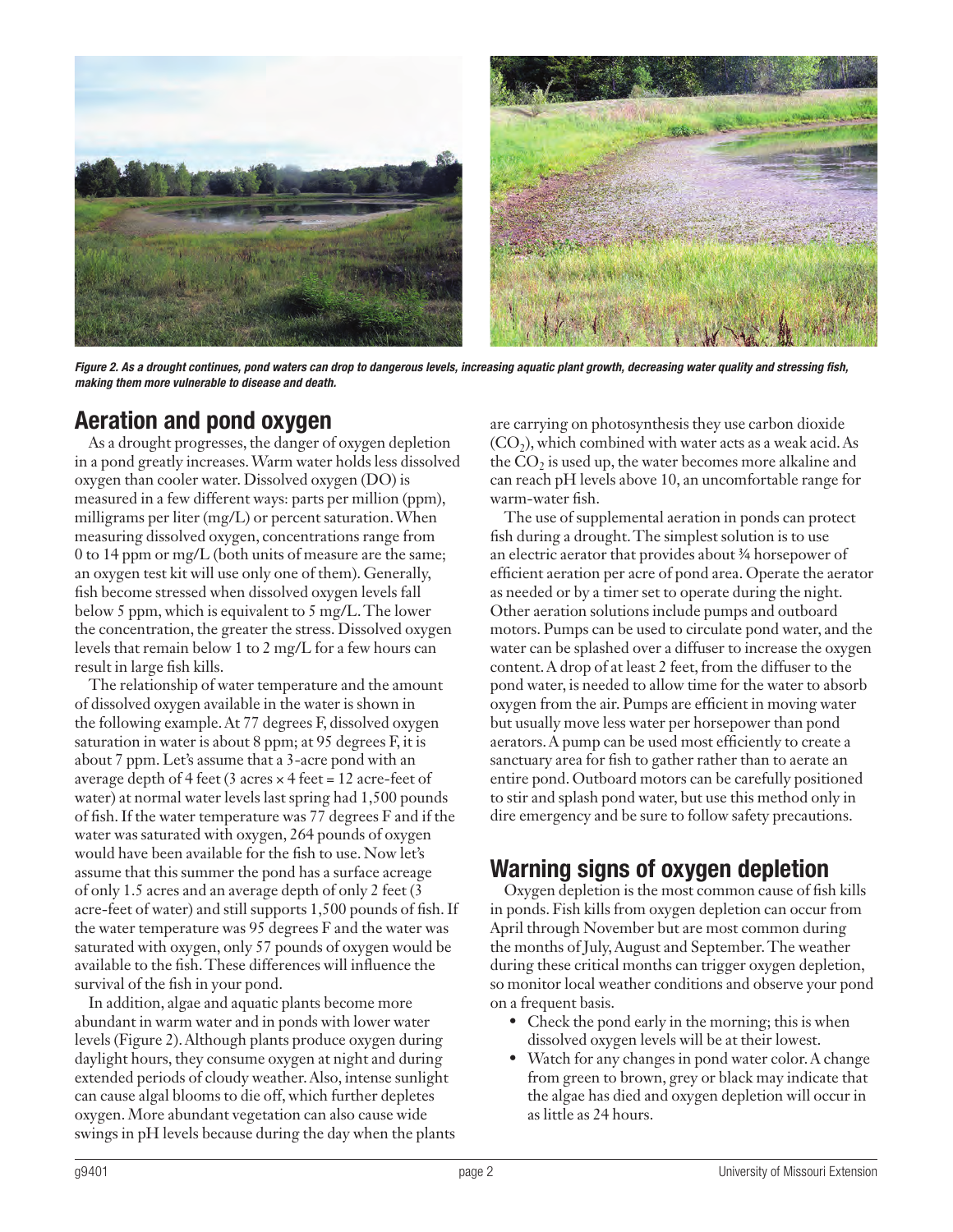*Figure 2. As a drought continues, pond waters can drop to dangerous levels, increasing aquatic plant growth, decreasing water quality and stressing fish, making them more vulnerable to disease and death.*

## Aeration and pond oxygen

As a drought progresses, the danger of oxygen depletion in a pond greatly increases. Warm water holds less dissolved oxygen than cooler water. Dissolved oxygen (DO) is measured in a few different ways: parts per million (ppm), milligrams per liter (mg/L) or percent saturation. When measuring dissolved oxygen, concentrations range from 0 to 14 ppm or mg/L (both units of measure are the same; an oxygen test kit will use only one of them). Generally, fish become stressed when dissolved oxygen levels fall below 5 ppm, which is equivalent to 5 mg/L. The lower the concentration, the greater the stress. Dissolved oxygen levels that remain below 1 to 2 mg/L for a few hours can result in large fish kills.

The relationship of water temperature and the amount of dissolved oxygen available in the water is shown in the following example. At 77 degrees F, dissolved oxygen saturation in water is about 8 ppm; at 95 degrees F, it is about 7 ppm. Let's assume that a 3-acre pond with an average depth of 4 feet (3 acres × 4 feet = 12 acre-feet of water) at normal water levels last spring had 1,500 pounds of fish. If the water temperature was 77 degrees F and if the water was saturated with oxygen, 264 pounds of oxygen would have been available for the fish to use. Now let's assume that this summer the pond has a surface acreage of only 1.5 acres and an average depth of only 2 feet (3 acre-feet of water) and still supports 1,500 pounds of fish. If the water temperature was 95 degrees F and the water was saturated with oxygen, only 57 pounds of oxygen would be available to the fish. These differences will influence the survival of the fish in your pond.

In addition, algae and aquatic plants become more abundant in warm water and in ponds with lower water levels (Figure 2). Although plants produce oxygen during daylight hours, they consume oxygen at night and during extended periods of cloudy weather. Also, intense sunlight can cause algal blooms to die off, which further depletes oxygen. More abundant vegetation can also cause wide swings in pH levels because during the day when the plants are carrying on photosynthesis they use carbon dioxide ($CO_2$), which combined with water acts as a weak acid. As the $CO_2$ is used up, the water becomes more alkaline and can reach pH levels above 10, an uncomfortable range for warm-water fish.

The use of supplemental aeration in ponds can protect fish during a drought. The simplest solution is to use an electric aerator that provides about ¾ horsepower of efficient aeration per acre of pond area. Operate the aerator as needed or by a timer set to operate during the night. Other aeration solutions include pumps and outboard motors. Pumps can be used to circulate pond water, and the water can be splashed over a diffuser to increase the oxygen content. A drop of at least 2 feet, from the diffuser to the pond water, is needed to allow time for the water to absorb oxygen from the air. Pumps are efficient in moving water but usually move less water per horsepower than pond aerators. A pump can be used most efficiently to create a sanctuary area for fish to gather rather than to aerate an entire pond. Outboard motors can be carefully positioned to stir and splash pond water, but use this method only in dire emergency and be sure to follow safety precautions.

## Warning signs of oxygen depletion

Oxygen depletion is the most common cause of fish kills in ponds. Fish kills from oxygen depletion can occur from April through November but are most common during the months of July, August and September. The weather during these critical months can trigger oxygen depletion, so monitor local weather conditions and observe your pond on a frequent basis.

- Check the pond early in the morning; this is when dissolved oxygen levels will be at their lowest.
- Watch for any changes in pond water color. A change from green to brown, grey or black may indicate that the algae has died and oxygen depletion will occur in as little as 24 hours.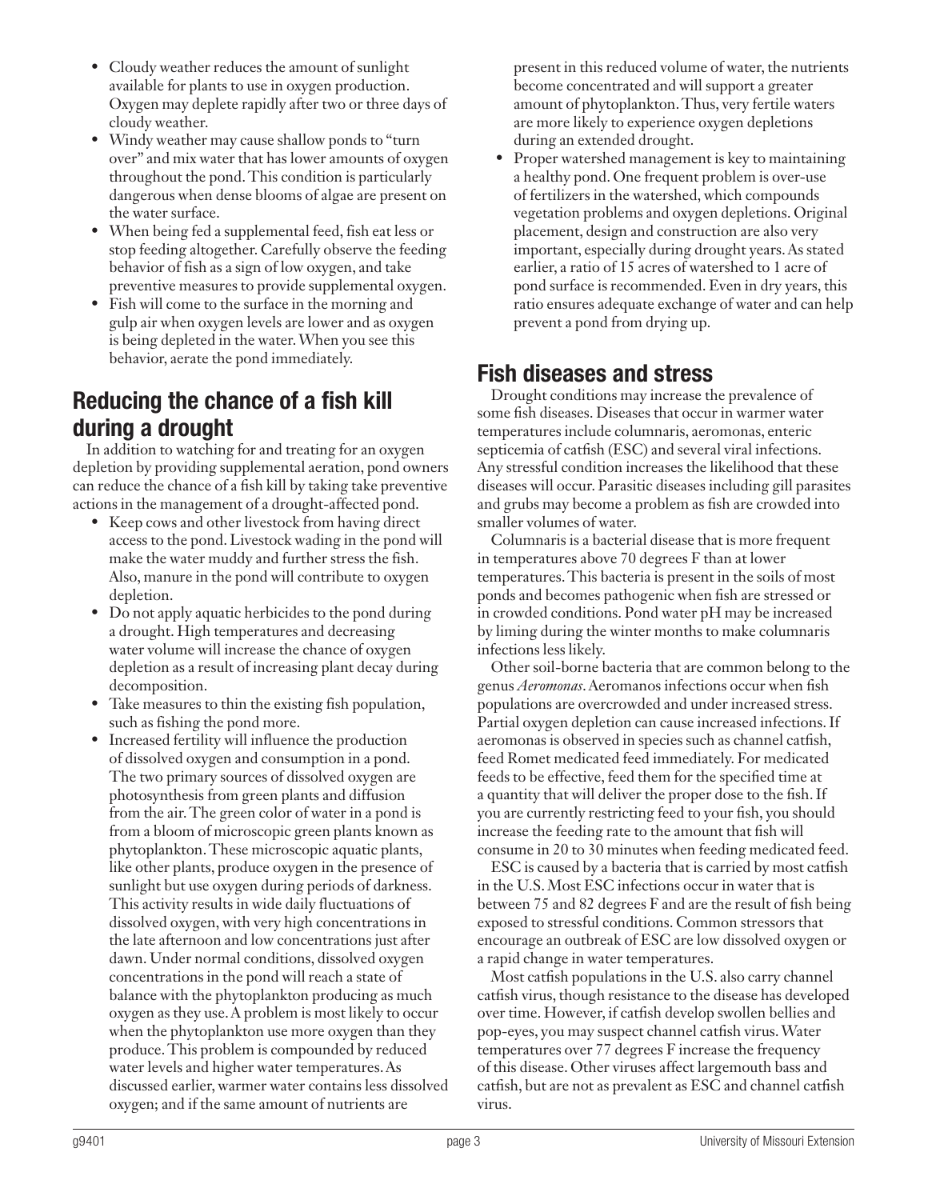- Cloudy weather reduces the amount of sunlight available for plants to use in oxygen production. Oxygen may deplete rapidly after two or three days of cloudy weather.
- Windy weather may cause shallow ponds to "turn over" and mix water that has lower amounts of oxygen throughout the pond. This condition is particularly dangerous when dense blooms of algae are present on the water surface.
- When being fed a supplemental feed, fish eat less or stop feeding altogether. Carefully observe the feeding behavior of fish as a sign of low oxygen, and take preventive measures to provide supplemental oxygen.
- Fish will come to the surface in the morning and gulp air when oxygen levels are lower and as oxygen is being depleted in the water. When you see this behavior, aerate the pond immediately.

## Reducing the chance of a fish kill during a drought

In addition to watching for and treating for an oxygen depletion by providing supplemental aeration, pond owners can reduce the chance of a fish kill by taking take preventive actions in the management of a drought-affected pond.

- Keep cows and other livestock from having direct access to the pond. Livestock wading in the pond will make the water muddy and further stress the fish. Also, manure in the pond will contribute to oxygen depletion.
- Do not apply aquatic herbicides to the pond during a drought. High temperatures and decreasing water volume will increase the chance of oxygen depletion as a result of increasing plant decay during decomposition.
- Take measures to thin the existing fish population, such as fishing the pond more.
- Increased fertility will influence the production of dissolved oxygen and consumption in a pond. The two primary sources of dissolved oxygen are photosynthesis from green plants and diffusion from the air. The green color of water in a pond is from a bloom of microscopic green plants known as phytoplankton. These microscopic aquatic plants, like other plants, produce oxygen in the presence of sunlight but use oxygen during periods of darkness. This activity results in wide daily fluctuations of dissolved oxygen, with very high concentrations in the late afternoon and low concentrations just after dawn. Under normal conditions, dissolved oxygen concentrations in the pond will reach a state of balance with the phytoplankton producing as much oxygen as they use. A problem is most likely to occur when the phytoplankton use more oxygen than they produce. This problem is compounded by reduced water levels and higher water temperatures. As discussed earlier, warmer water contains less dissolved oxygen; and if the same amount of nutrients are present in this reduced volume of water, the nutrients become concentrated and will support a greater amount of phytoplankton. Thus, very fertile waters are more likely to experience oxygen depletions during an extended drought.
- Proper watershed management is key to maintaining a healthy pond. One frequent problem is over-use of fertilizers in the watershed, which compounds vegetation problems and oxygen depletions. Original placement, design and construction are also very important, especially during drought years. As stated earlier, a ratio of 15 acres of watershed to 1 acre of pond surface is recommended. Even in dry years, this ratio ensures adequate exchange of water and can help prevent a pond from drying up.

## Fish diseases and stress

Drought conditions may increase the prevalence of some fish diseases. Diseases that occur in warmer water temperatures include columnaris, aeromonas, enteric septicemia of catfish (ESC) and several viral infections. Any stressful condition increases the likelihood that these diseases will occur. Parasitic diseases including gill parasites and grubs may become a problem as fish are crowded into smaller volumes of water.

Columnaris is a bacterial disease that is more frequent in temperatures above 70 degrees F than at lower temperatures. This bacteria is present in the soils of most ponds and becomes pathogenic when fish are stressed or in crowded conditions. Pond water pH may be increased by liming during the winter months to make columnaris infections less likely.

Other soil-borne bacteria that are common belong to the genus *Aeromonas*. Aeromanos infections occur when fish populations are overcrowded and under increased stress. Partial oxygen depletion can cause increased infections. If aeromonas is observed in species such as channel catfish, feed Romet medicated feed immediately. For medicated feeds to be effective, feed them for the specified time at a quantity that will deliver the proper dose to the fish. If you are currently restricting feed to your fish, you should increase the feeding rate to the amount that fish will consume in 20 to 30 minutes when feeding medicated feed.

ESC is caused by a bacteria that is carried by most catfish in the U.S. Most ESC infections occur in water that is between 75 and 82 degrees F and are the result of fish being exposed to stressful conditions. Common stressors that encourage an outbreak of ESC are low dissolved oxygen or a rapid change in water temperatures.

Most catfish populations in the U.S. also carry channel catfish virus, though resistance to the disease has developed over time. However, if catfish develop swollen bellies and pop-eyes, you may suspect channel catfish virus. Water temperatures over 77 degrees F increase the frequency of this disease. Other viruses affect largemouth bass and catfish, but are not as prevalent as ESC and channel catfish virus.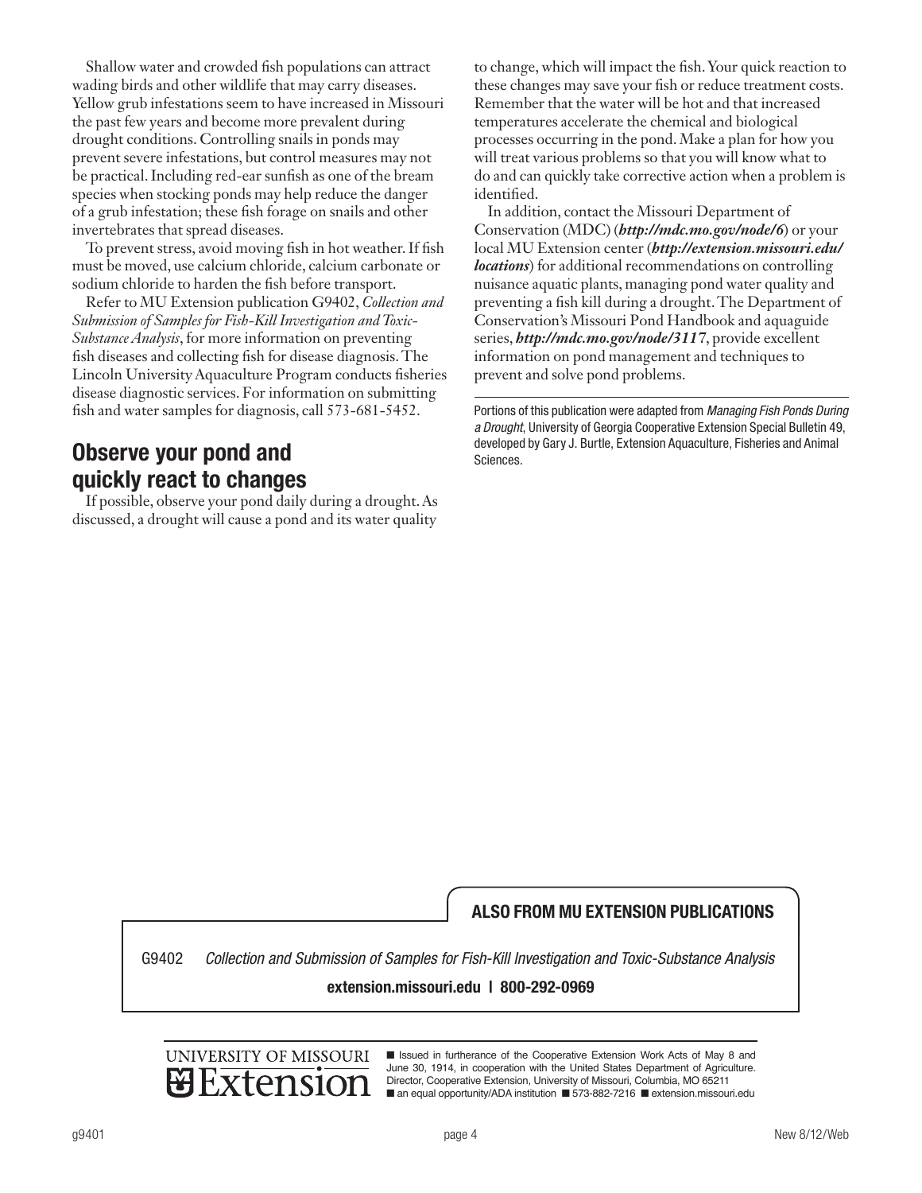Shallow water and crowded fish populations can attract wading birds and other wildlife that may carry diseases. Yellow grub infestations seem to have increased in Missouri the past few years and become more prevalent during drought conditions. Controlling snails in ponds may prevent severe infestations, but control measures may not be practical. Including red-ear sunfish as one of the bream species when stocking ponds may help reduce the danger of a grub infestation; these fish forage on snails and other invertebrates that spread diseases.

To prevent stress, avoid moving fish in hot weather. If fish must be moved, use calcium chloride, calcium carbonate or sodium chloride to harden the fish before transport.

Refer to MU Extension publication G9402, *Collection and Submission of Samples for Fish-Kill Investigation and Toxic-Substance Analysis*, for more information on preventing fish diseases and collecting fish for disease diagnosis. The Lincoln University Aquaculture Program conducts fisheries disease diagnostic services. For information on submitting fish and water samples for diagnosis, call 573-681-5452.

## Observe your pond and quickly react to changes

If possible, observe your pond daily during a drought. As discussed, a drought will cause a pond and its water quality to change, which will impact the fish. Your quick reaction to these changes may save your fish or reduce treatment costs. Remember that the water will be hot and that increased temperatures accelerate the chemical and biological processes occurring in the pond. Make a plan for how you will treat various problems so that you will know what to do and can quickly take corrective action when a problem is identified.

In addition, contact the Missouri Department of Conservation (MDC) (***http://mdc.mo.gov/node/6***) or your local MU Extension center (***http://extension.missouri.edu/locations***) for additional recommendations on controlling nuisance aquatic plants, managing pond water quality and preventing a fish kill during a drought. The Department of Conservation's Missouri Pond Handbook and aquaguide series, ***http://mdc.mo.gov/node/3117***, provide excellent information on pond management and techniques to prevent and solve pond problems.

Portions of this publication were adapted from *Managing Fish Ponds During a Drought*, University of Georgia Cooperative Extension Special Bulletin 49, developed by Gary J. Burtle, Extension Aquaculture, Fisheries and Animal Sciences.

**ALSO FROM MU EXTENSION PUBLICATIONS**

G9402 *Collection and Submission of Samples for Fish-Kill Investigation and Toxic-Substance Analysis*

**extension.missouri.edu | 800-292-0969**

UNIVERSITY OF MISSOURI Extension

■ Issued in furtherance of the Cooperative Extension Work Acts of May 8 and June 30, 1914, in cooperation with the United States Department of Agriculture. Director, Cooperative Extension, University of Missouri, Columbia, MO 65211 ■ an equal opportunity/ADA institution ■ 573-882-7216 ■ extension.missouri.edu

g9401 New 8/12/Web